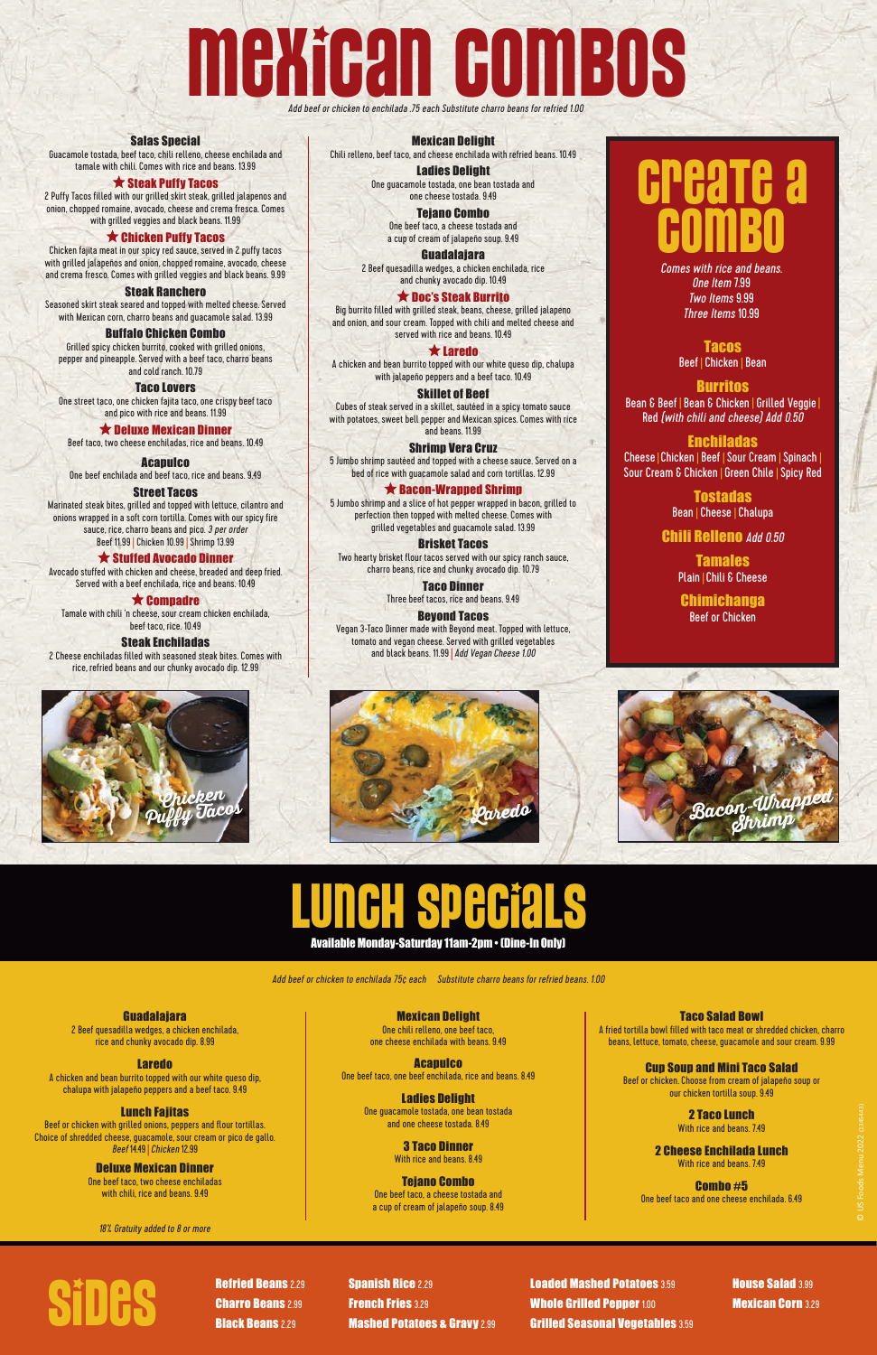# Mexican Combos

*Add beef or chicken to enchilada .75 each Substitute charro beans for refried 1.00*

### Salas Special
Guacamole tostada, beef taco, chili relleno, cheese enchilada and tamale with chili. Comes with rice and beans. 13.99

### ★ Steak Puffy Tacos
2 Puffy Tacos filled with our grilled skirt steak, grilled jalapenos and onion, chopped romaine, avocado, cheese and crema fresca. Comes with grilled veggies and black beans. 11.99

### ★ Chicken Puffy Tacos
Chicken fajita meat in our spicy red sauce, served in 2 puffy tacos with grilled jalapeños and onion, chopped romaine, avocado, cheese and crema fresco. Comes with grilled veggies and black beans. 9.99

### Steak Ranchero
Seasoned skirt steak seared and topped with melted cheese. Served with Mexican corn, charro beans and guacamole salad. 13.99

### Buffalo Chicken Combo
Grilled spicy chicken burrito, cooked with grilled onions, pepper and pineapple. Served with a beef taco, charro beans and cold ranch. 10.79

### Taco Lovers
One street taco, one chicken fajita taco, one crispy beef taco and pico with rice and beans. 11.99

### ★ Deluxe Mexican Dinner
Beef taco, two cheese enchiladas, rice and beans. 10.49

### Acapulco
One beef enchilada and beef taco, rice and beans. 9.49

### Street Tacos
Marinated steak bites, grilled and topped with lettuce, cilantro and onions wrapped in a soft corn tortilla. Comes with our spicy fire sauce, rice, charro beans and pico. *3 per order*
Beef 11.99 | Chicken 10.99 | Shrimp 13.99

### ★ Stuffed Avocado Dinner
Avocado stuffed with chicken and cheese, breaded and deep fried. Served with a beef enchilada, rice and beans. 10.49

### ★ Compadre
Tamale with chili 'n cheese, sour cream chicken enchilada, beef taco, rice. 10.49

### Steak Enchiladas
2 Cheese enchiladas filled with seasoned steak bites. Comes with rice, refried beans and our chunky avocado dip. 12.99

### Mexican Delight
Chili relleno, beef taco, and cheese enchilada with refried beans. 10.49

### Ladies Delight
One guacamole tostada, one bean tostada and one cheese tostada. 9.49

### Tejano Combo
One beef taco, a cheese tostada and a cup of cream of jalapeño soup. 9.49

### Guadalajara
2 Beef quesadilla wedges, a chicken enchilada, rice and chunky avocado dip. 10.49

### ★ Doc's Steak Burrito
Big burrito filled with grilled steak, beans, cheese, grilled jalapeno and onion, and sour cream. Topped with chili and melted cheese and served with rice and beans. 10.49

### ★ Laredo
A chicken and bean burrito topped with our white queso dip, chalupa with jalapeño peppers and a beef taco. 10.49

### Skillet of Beef
Cubes of steak served in a skillet, sautéed in a spicy tomato sauce with potatoes, sweet bell pepper and Mexican spices. Comes with rice and beans. 11.99

### Shrimp Vera Cruz
5 Jumbo shrimp sautéed and topped with a cheese sauce. Served on a bed of rice with guacamole salad and corn tortillas. 12.99

### ★ Bacon-Wrapped Shrimp
5 Jumbo shrimp and a slice of hot pepper wrapped in bacon, grilled to perfection then topped with melted cheese. Comes with grilled vegetables and guacamole salad. 13.99

### Brisket Tacos
Two hearty brisket flour tacos served with our spicy ranch sauce, charro beans, rice and chunky avocado dip. 10.79

### Taco Dinner
Three beef tacos, rice and beans. 9.49

### Beyond Tacos
Vegan 3-Taco Dinner made with Beyond meat. Topped with lettuce, tomato and vegan cheese. Served with grilled vegetables and black beans. 11.99 | *Add Vegan Cheese 1.00*

## Create a Combo

*Comes with rice and beans.*
*One Item* 7.99
*Two Items* 9.99
*Three Items* 10.99

**Tacos**
Beef | Chicken | Bean

**Burritos**
Bean & Beef | Bean & Chicken | Grilled Veggie | Red *(with chili and cheese) Add 0.50*

**Enchiladas**
Cheese | Chicken | Beef | Sour Cream | Spinach | Sour Cream & Chicken | Green Chile | Spicy Red

**Tostadas**
Bean | Cheese | Chalupa

**Chili Relleno** *Add 0.50*

**Tamales**
Plain | Chili & Cheese

**Chimichanga**
Beef or Chicken

Chicken Puffy Tacos

Laredo

Bacon-Wrapped Shrimp

# Lunch Specials

**Available Monday-Saturday 11am-2pm • (Dine-In Only)**

*Add beef or chicken to enchilada 75¢ each Substitute charro beans for refried beans. 1.00*

### Guadalajara
2 Beef quesadilla wedges, a chicken enchilada, rice and chunky avocado dip. 8.99

### Laredo
A chicken and bean burrito topped with our white queso dip, chalupa with jalapeño peppers and a beef taco. 9.49

### Lunch Fajitas
Beef or chicken with grilled onions, peppers and flour tortillas. Choice of shredded cheese, guacamole, sour cream or pico de gallo. *Beef* 14.49 | *Chicken* 12.99

### Deluxe Mexican Dinner
One beef taco, two cheese enchiladas with chili, rice and beans. 9.49

*18% Gratuity added to 8 or more*

### Mexican Delight
One chili relleno, one beef taco, one cheese enchilada with beans. 9.49

### Acapulco
One beef taco, one beef enchilada, rice and beans. 8.49

### Ladies Delight
One guacamole tostada, one bean tostada and one cheese tostada. 8.49

### 3 Taco Dinner
With rice and beans. 8.49

### Tejano Combo
One beef taco, a cheese tostada and a cup of cream of jalapeño soup. 8.49

### Taco Salad Bowl
A fried tortilla bowl filled with taco meat or shredded chicken, charro beans, lettuce, tomato, cheese, guacamole and sour cream. 9.99

### Cup Soup and Mini Taco Salad
Beef or chicken. Choose from cream of jalapeño soup or our chicken tortilla soup. 9.49

### 2 Taco Lunch
With rice and beans. 7.49

### 2 Cheese Enchilada Lunch
With rice and beans. 7.49

### Combo #5
One beef taco and one cheese enchilada. 6.49

# Sides

- Refried Beans 2.29
- Charro Beans 2.99
- Black Beans 2.29
- Spanish Rice 2.29
- French Fries 3.29
- Mashed Potatoes & Gravy 2.99
- Loaded Mashed Potatoes 3.59
- Whole Grilled Pepper 1.00
- Grilled Seasonal Vegetables 3.59
- House Salad 3.99
- Mexican Corn 3.29

© US Foods Menu 2022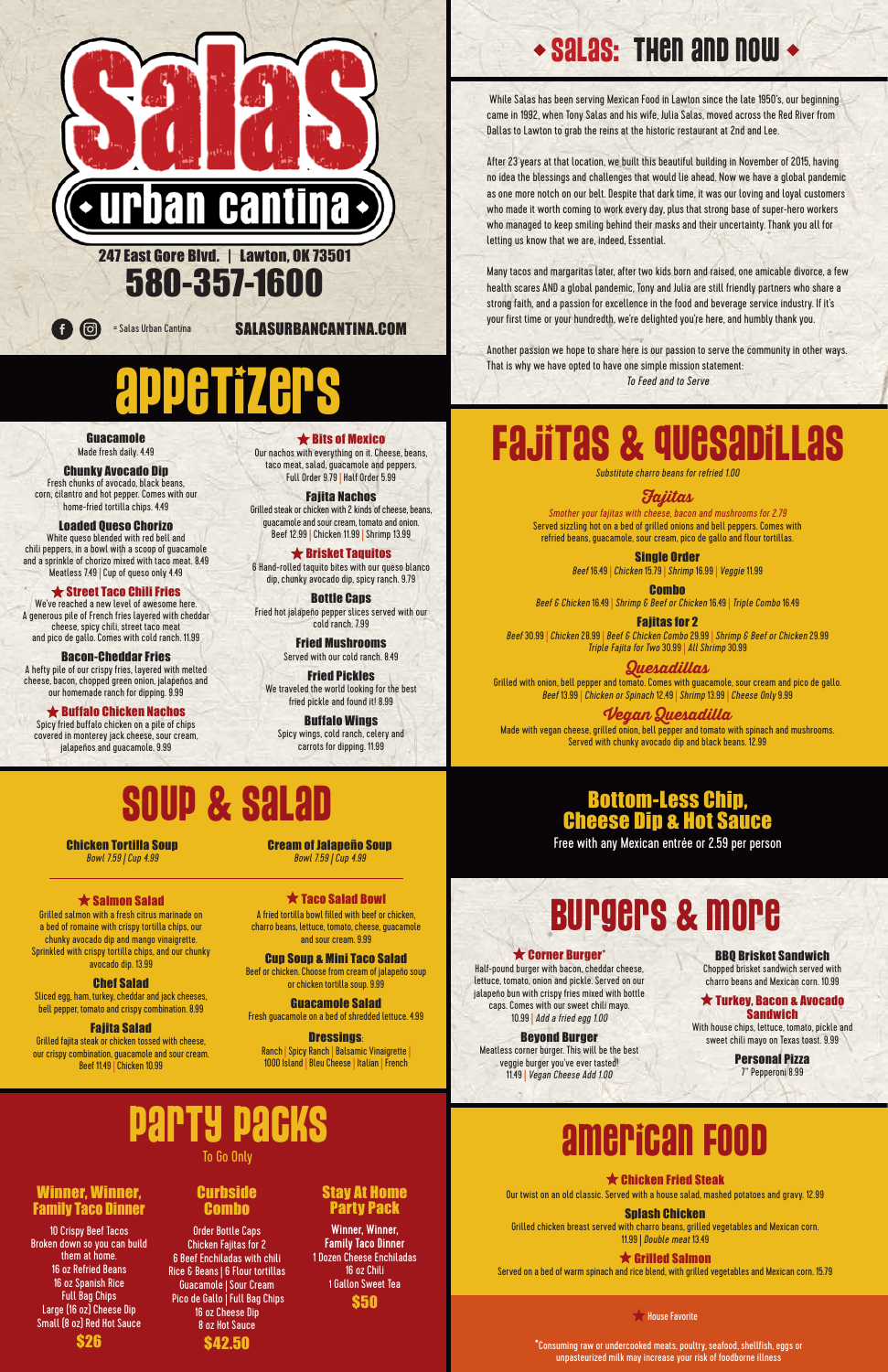# Salas urban cantina

**247 East Gore Blvd. | Lawton, OK 73501**

**580-357-1600**

= Salas Urban Cantina

**SALASURBANCANTINA.COM**

# Appetizers

**Guacamole**
Made fresh daily. 4.49

**Chunky Avocado Dip**
Fresh chunks of avocado, black beans, corn, cilantro and hot pepper. Comes with our home-fried tortilla chips. 4.49

**Loaded Queso Chorizo**
White queso blended with red bell and chili peppers, in a bowl with a scoop of guacamole and a sprinkle of chorizo mixed with taco meat. 8.49
Meatless 7.49 | Cup of queso only 4.49

**★ Street Taco Chili Fries**
We've reached a new level of awesome here. A generous pile of French fries layered with cheddar cheese, spicy chili, street taco meat and pico de gallo. Comes with cold ranch. 11.99

**Bacon-Cheddar Fries**
A hefty pile of our crispy fries, layered with melted cheese, bacon, chopped green onion, jalapeños and our homemade ranch for dipping. 9.99

**★ Buffalo Chicken Nachos**
Spicy fried buffalo chicken on a pile of chips covered in monterey jack cheese, sour cream, jalapeños and guacamole. 9.99

**★ Bits of Mexico**
Our nachos with everything on it. Cheese, beans, taco meat, salad, guacamole and peppers.
Full Order 9.79 | Half Order 5.99

**Fajita Nachos**
Grilled steak or chicken with 2 kinds of cheese, beans, guacamole and sour cream, tomato and onion.
Beef 12.99 | Chicken 11.99 | Shrimp 13.99

**★ Brisket Taquitos**
6 Hand-rolled taquito bites with our queso blanco dip, chunky avocado dip, spicy ranch. 9.79

**Bottle Caps**
Fried hot jalapeño pepper slices served with our cold ranch. 7.99

**Fried Mushrooms**
Served with our cold ranch. 8.49

**Fried Pickles**
We traveled the world looking for the best fried pickle and found it! 8.99

**Buffalo Wings**
Spicy wings, cold ranch, celery and carrots for dipping. 11.99

# Soup & Salad

**Chicken Tortilla Soup**
*Bowl 7.59 | Cup 4.99*

**Cream of Jalapeño Soup**
*Bowl 7.59 | Cup 4.99*

**★ Salmon Salad**
Grilled salmon with a fresh citrus marinade on a bed of romaine with crispy tortilla chips, our chunky avocado dip and mango vinaigrette. Sprinkled with crispy tortilla chips, and our chunky avocado dip. 13.99

**Chef Salad**
Sliced egg, ham, turkey, cheddar and jack cheeses, bell pepper, tomato and crispy combination. 8.99

**Fajita Salad**
Grilled fajita steak or chicken tossed with cheese, our crispy combination, guacamole and sour cream.
Beef 11.49 | Chicken 10.99

**★ Taco Salad Bowl**
A fried tortilla bowl filled with beef or chicken, charro beans, lettuce, tomato, cheese, guacamole and sour cream. 9.99

**Cup Soup & Mini Taco Salad**
Beef or chicken. Choose from cream of jalapeño soup or chicken tortilla soup. 9.99

**Guacamole Salad**
Fresh guacamole on a bed of shredded lettuce. 4.99

**Dressings:**
Ranch | Spicy Ranch | Balsamic Vinaigrette | 1000 Island | Bleu Cheese | Italian | French

# Party Packs

To Go Only

**Winner, Winner, Family Taco Dinner**
10 Crispy Beef Tacos
Broken down so you can build them at home.
16 oz Refried Beans
16 oz Spanish Rice
Full Bag Chips
Large (16 oz) Cheese Dip
Small (8 oz) Red Hot Sauce
**$26**

**Curbside Combo**
Order Bottle Caps
Chicken Fajitas for 2
6 Beef Enchiladas with chili
Rice & Beans | 6 Flour tortillas
Guacamole | Sour Cream
Pico de Gallo | Full Bag Chips
16 oz Cheese Dip
8 oz Hot Sauce
**$42.50**

**Stay At Home Party Pack**
**Winner, Winner, Family Taco Dinner**
1 Dozen Cheese Enchiladas
16 oz Chili
1 Gallon Sweet Tea
**$50**

# Salas: Then and Now

While Salas has been serving Mexican Food in Lawton since the late 1950's, our beginning came in 1992, when Tony Salas and his wife, Julia Salas, moved across the Red River from Dallas to Lawton to grab the reins at the historic restaurant at 2nd and Lee.

After 23 years at that location, we built this beautiful building in November of 2015, having no idea the blessings and challenges that would lie ahead. Now we have a global pandemic as one more notch on our belt. Despite that dark time, it was our loving and loyal customers who made it worth coming to work every day, plus that strong base of super-hero workers who managed to keep smiling behind their masks and their uncertainty. Thank you all for letting us know that we are, indeed, Essential.

Many tacos and margaritas later, after two kids born and raised, one amicable divorce, a few health scares AND a global pandemic, Tony and Julia are still friendly partners who share a strong faith, and a passion for excellence in the food and beverage service industry. If it's your first time or your hundredth, we're delighted you're here, and humbly thank you.

Another passion we hope to share here is our passion to serve the community in other ways. That is why we have opted to have one simple mission statement:
*To Feed and to Serve*

# Fajitas & Quesadillas

*Substitute charro beans for refried 1.00*

## *Fajitas*

*Smother your fajitas with cheese, bacon and mushrooms for 2.79*
Served sizzling hot on a bed of grilled onions and bell peppers. Comes with refried beans, guacamole, sour cream, pico de gallo and flour tortillas.

**Single Order**
*Beef* 16.49 | *Chicken* 15.79 | *Shrimp* 16.99 | *Veggie* 11.99

**Combo**
*Beef & Chicken* 16.49 | *Shrimp & Beef or Chicken* 16.49 | *Triple Combo* 16.49

**Fajitas for 2**
*Beef* 30.99 | *Chicken* 28.99 | *Beef & Chicken Combo* 29.99 | *Shrimp & Beef or Chicken* 29.99
*Triple Fajita for Two* 30.99 | *All Shrimp* 30.99

## *Quesadillas*

Grilled with onion, bell pepper and tomato. Comes with guacamole, sour cream and pico de gallo.
*Beef* 13.99 | *Chicken or Spinach* 12.49 | *Shrimp* 13.99 | *Cheese Only* 9.99

## *Vegan Quesadilla*

Made with vegan cheese, grilled onion, bell pepper and tomato with spinach and mushrooms. Served with chunky avocado dip and black beans. 12.99

## Bottom-Less Chip, Cheese Dip & Hot Sauce

Free with any Mexican entrée or 2.59 per person

# Burgers & More

**★ Corner Burger***
Half-pound burger with bacon, cheddar cheese, lettuce, tomato, onion and pickle. Served on our jalapeño bun with crispy fries mixed with bottle caps. Comes with our sweet chili mayo.
10.99 | *Add a fried egg 1.00*

**Beyond Burger**
Meatless corner burger. This will be the best veggie burger you've ever tasted!
11.49 | *Vegan Cheese Add 1.00*

**BBQ Brisket Sandwich**
Chopped brisket sandwich served with charro beans and Mexican corn. 10.99

**★ Turkey, Bacon & Avocado Sandwich**
With house chips, lettuce, tomato, pickle and sweet chili mayo on Texas toast. 9.99

**Personal Pizza**
7" Pepperoni 8.99

# American Food

**★ Chicken Fried Steak**
Our twist on an old classic. Served with a house salad, mashed potatoes and gravy. 12.99

**Splash Chicken**
Grilled chicken breast served with charro beans, grilled vegetables and Mexican corn.
11.99 | *Double meat* 13.49

**★ Grilled Salmon**
Served on a bed of warm spinach and rice blend, with grilled vegetables and Mexican corn. 15.79

★ House Favorite

*Consuming raw or undercooked meats, poultry, seafood, shellfish, eggs or unpasteurized milk may increase your risk of foodborne illness